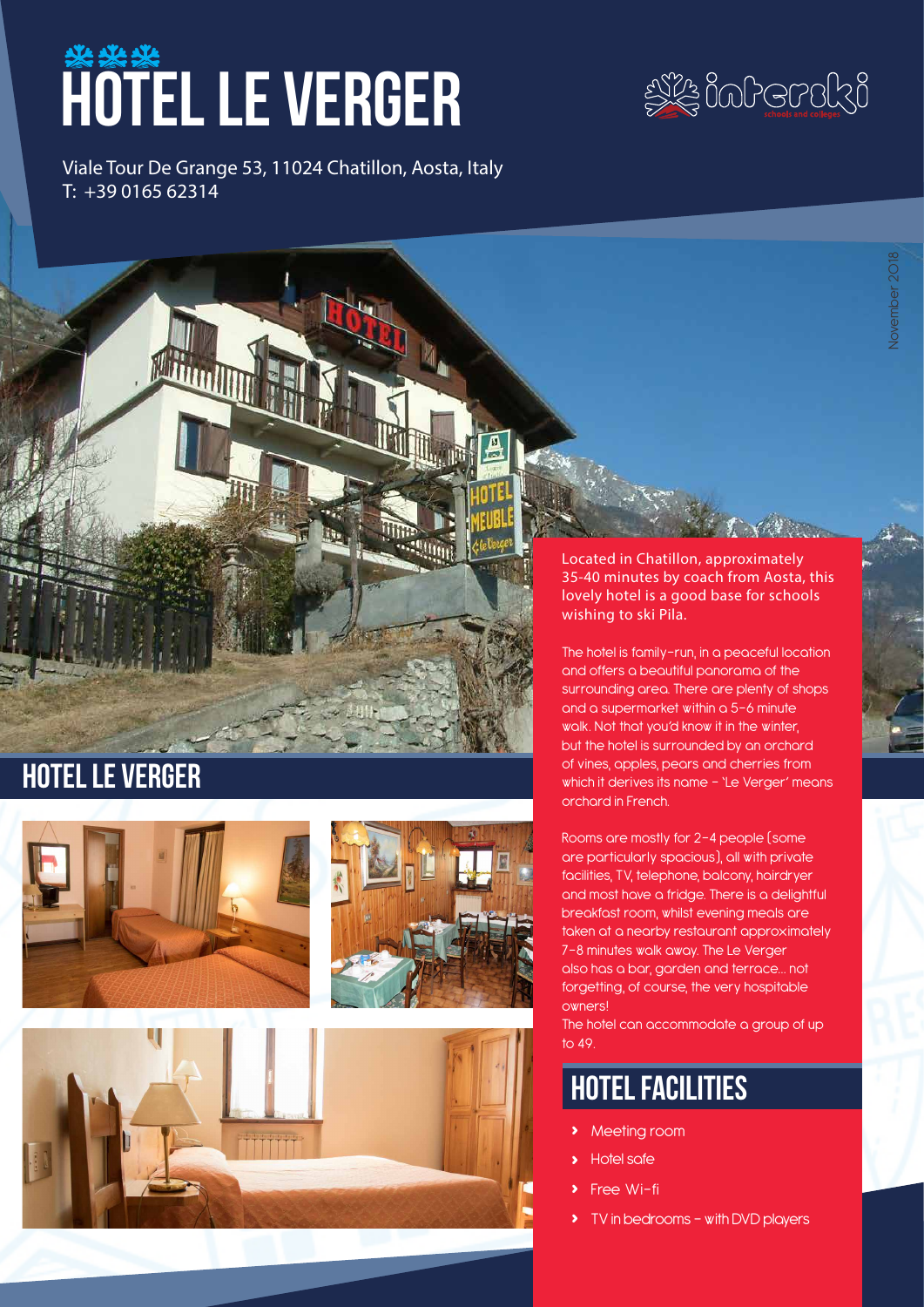# HÔTEL LE VERGER

Viale Tour De Grange 53, 11024 Chatillon, Aosta, Italy
T: +39 0165 62314

November 2018

## HOTEL LE VERGER

Located in Chatillon, approximately 35-40 minutes by coach from Aosta, this lovely hotel is a good base for schools wishing to ski Pila.

The hotel is family-run, in a peaceful location and offers a beautiful panorama of the surrounding area. There are plenty of shops and a supermarket within a 5-6 minute walk. Not that you'd know it in the winter, but the hotel is surrounded by an orchard of vines, apples, pears and cherries from which it derives its name – 'Le Verger' means orchard in French.

Rooms are mostly for 2-4 people (some are particularly spacious), all with private facilities, TV, telephone, balcony, hairdryer and most have a fridge. There is a delightful breakfast room, whilst evening meals are taken at a nearby restaurant approximately 7-8 minutes walk away. The Le Verger also has a bar, garden and terrace... not forgetting, of course, the very hospitable owners!
The hotel can accommodate a group of up to 49.

## HOTEL FACILITIES

- Meeting room
- Hotel safe
- Free Wi-fi
- TV in bedrooms – with DVD players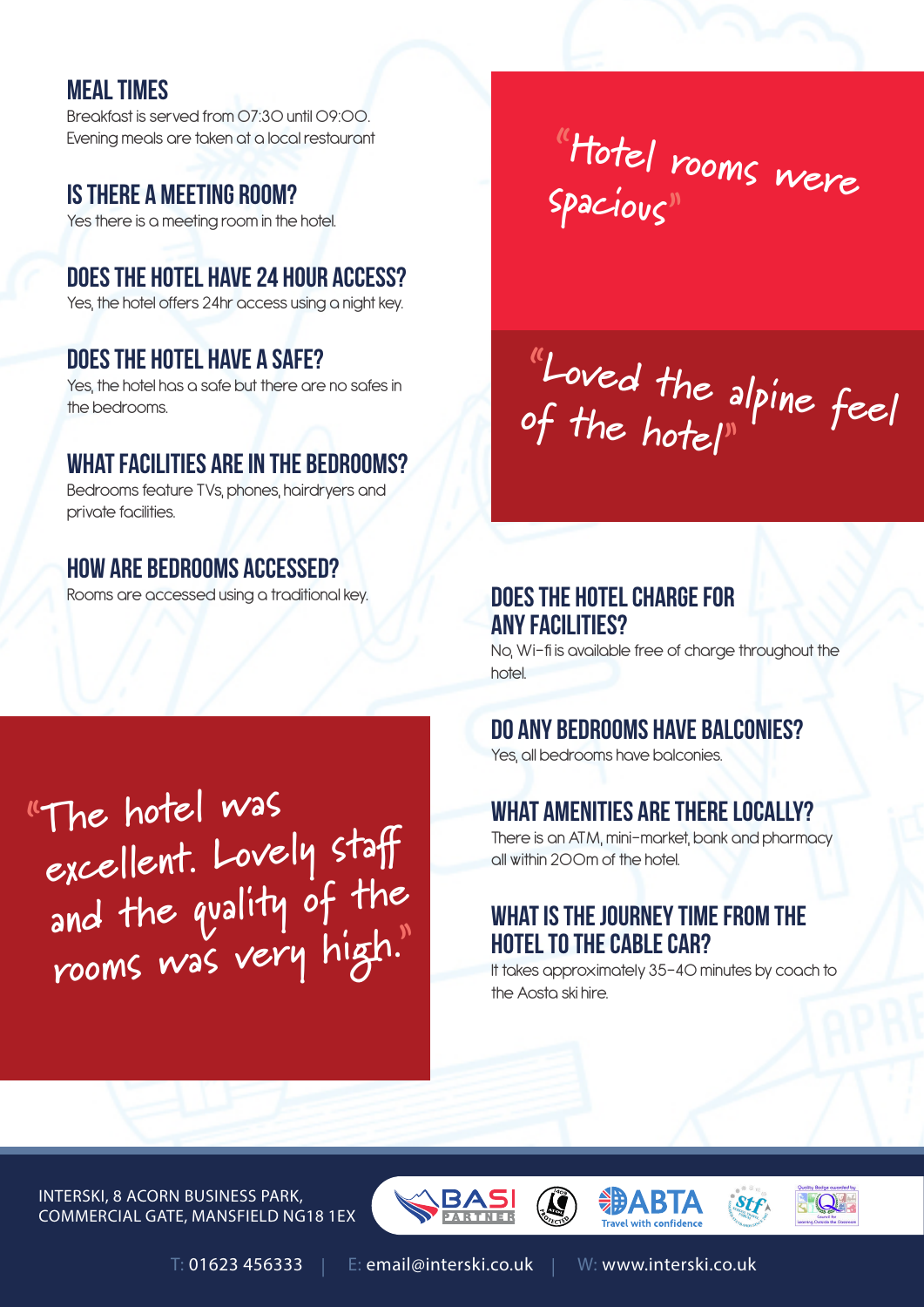## MEAL TIMES

Breakfast is served from 07:30 until 09:00. Evening meals are taken at a local restaurant

## IS THERE A MEETING ROOM?

Yes there is a meeting room in the hotel.

## DOES THE HOTEL HAVE 24 HOUR ACCESS?

Yes, the hotel offers 24hr access using a night key.

## DOES THE HOTEL HAVE A SAFE?

Yes, the hotel has a safe but there are no safes in the bedrooms.

## WHAT FACILITIES ARE IN THE BEDROOMS?

Bedrooms feature TVs, phones, hairdryers and private facilities.

## HOW ARE BEDROOMS ACCESSED?

Rooms are accessed using a traditional key.

> "The hotel was excellent. Lovely staff and the quality of the rooms was very high."

> "Hotel rooms were spacious"

> "Loved the alpine feel of the hotel"

## DOES THE HOTEL CHARGE FOR ANY FACILITIES?

No, Wi-fi is available free of charge throughout the hotel.

## DO ANY BEDROOMS HAVE BALCONIES?

Yes, all bedrooms have balconies.

## WHAT AMENITIES ARE THERE LOCALLY?

There is an ATM, mini-market, bank and pharmacy all within 200m of the hotel.

## WHAT IS THE JOURNEY TIME FROM THE HOTEL TO THE CABLE CAR?

It takes approximately 35-40 minutes by coach to the Aosta ski hire.

INTERSKI, 8 ACORN BUSINESS PARK, COMMERCIAL GATE, MANSFIELD NG18 1EX

T: 01623 456333 | E: email@interski.co.uk | W: www.interski.co.uk